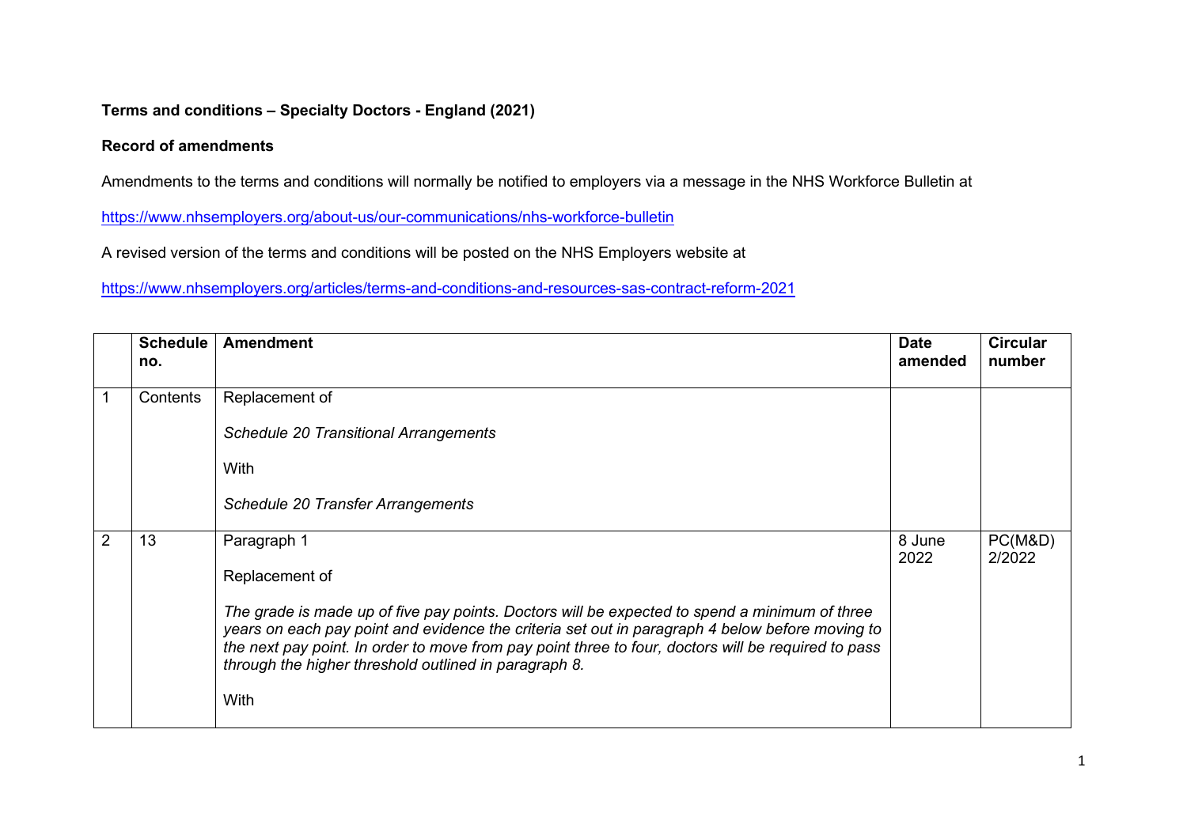**Terms and conditions – Specialty Doctors - England (2021)**

**Record of amendments**

Amendments to the terms and conditions will normally be notified to employers via a message in the NHS Workforce Bulletin at

https://www.nhsemployers.org/about-us/our-communications/nhs-workforce-bulletin

A revised version of the terms and conditions will be posted on the NHS Employers website at

https://www.nhsemployers.org/articles/terms-and-conditions-and-resources-sas-contract-reform-2021

| | **Schedule no.** | **Amendment** | **Date amended** | **Circular number** |
|---|---|---|---|---|
| 1 | Contents | Replacement of<br><br>*Schedule 20 Transitional Arrangements*<br><br>With<br><br>*Schedule 20 Transfer Arrangements* | | |
| 2 | 13 | Paragraph 1<br><br>Replacement of<br><br>*The grade is made up of five pay points. Doctors will be expected to spend a minimum of three years on each pay point and evidence the criteria set out in paragraph 4 below before moving to the next pay point. In order to move from pay point three to four, doctors will be required to pass through the higher threshold outlined in paragraph 8.*<br><br>With | 8 June 2022 | PC(M&D) 2/2022 |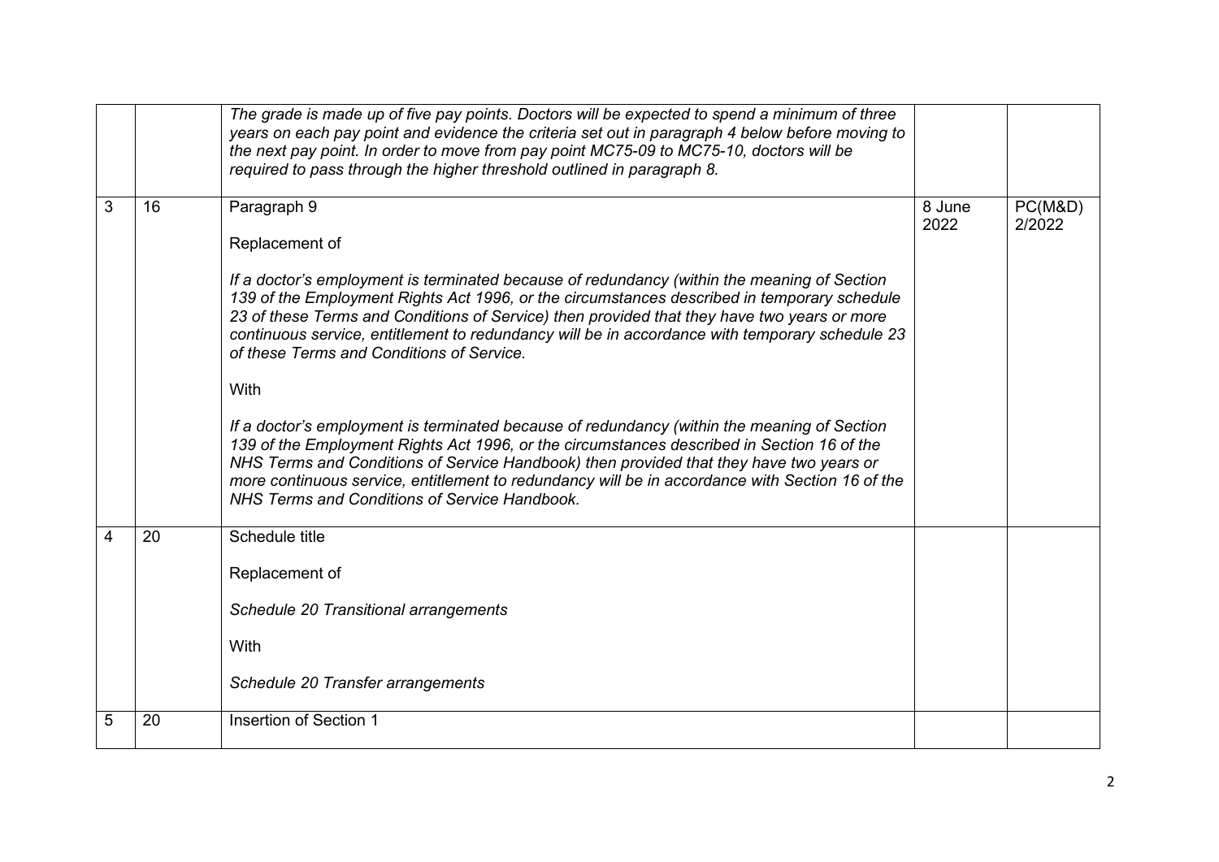| | | | | |
|---|---|---|---|---|
| | | *The grade is made up of five pay points. Doctors will be expected to spend a minimum of three years on each pay point and evidence the criteria set out in paragraph 4 below before moving to the next pay point. In order to move from pay point MC75-09 to MC75-10, doctors will be required to pass through the higher threshold outlined in paragraph 8.* | | |
| 3 | 16 | Paragraph 9<br><br>Replacement of<br><br>*If a doctor's employment is terminated because of redundancy (within the meaning of Section 139 of the Employment Rights Act 1996, or the circumstances described in temporary schedule 23 of these Terms and Conditions of Service) then provided that they have two years or more continuous service, entitlement to redundancy will be in accordance with temporary schedule 23 of these Terms and Conditions of Service.*<br><br>With<br><br>*If a doctor's employment is terminated because of redundancy (within the meaning of Section 139 of the Employment Rights Act 1996, or the circumstances described in Section 16 of the NHS Terms and Conditions of Service Handbook) then provided that they have two years or more continuous service, entitlement to redundancy will be in accordance with Section 16 of the NHS Terms and Conditions of Service Handbook.* | 8 June 2022 | PC(M&D) 2/2022 |
| 4 | 20 | Schedule title<br><br>Replacement of<br><br>*Schedule 20 Transitional arrangements*<br><br>With<br><br>*Schedule 20 Transfer arrangements* | | |
| 5 | 20 | Insertion of Section 1 | | |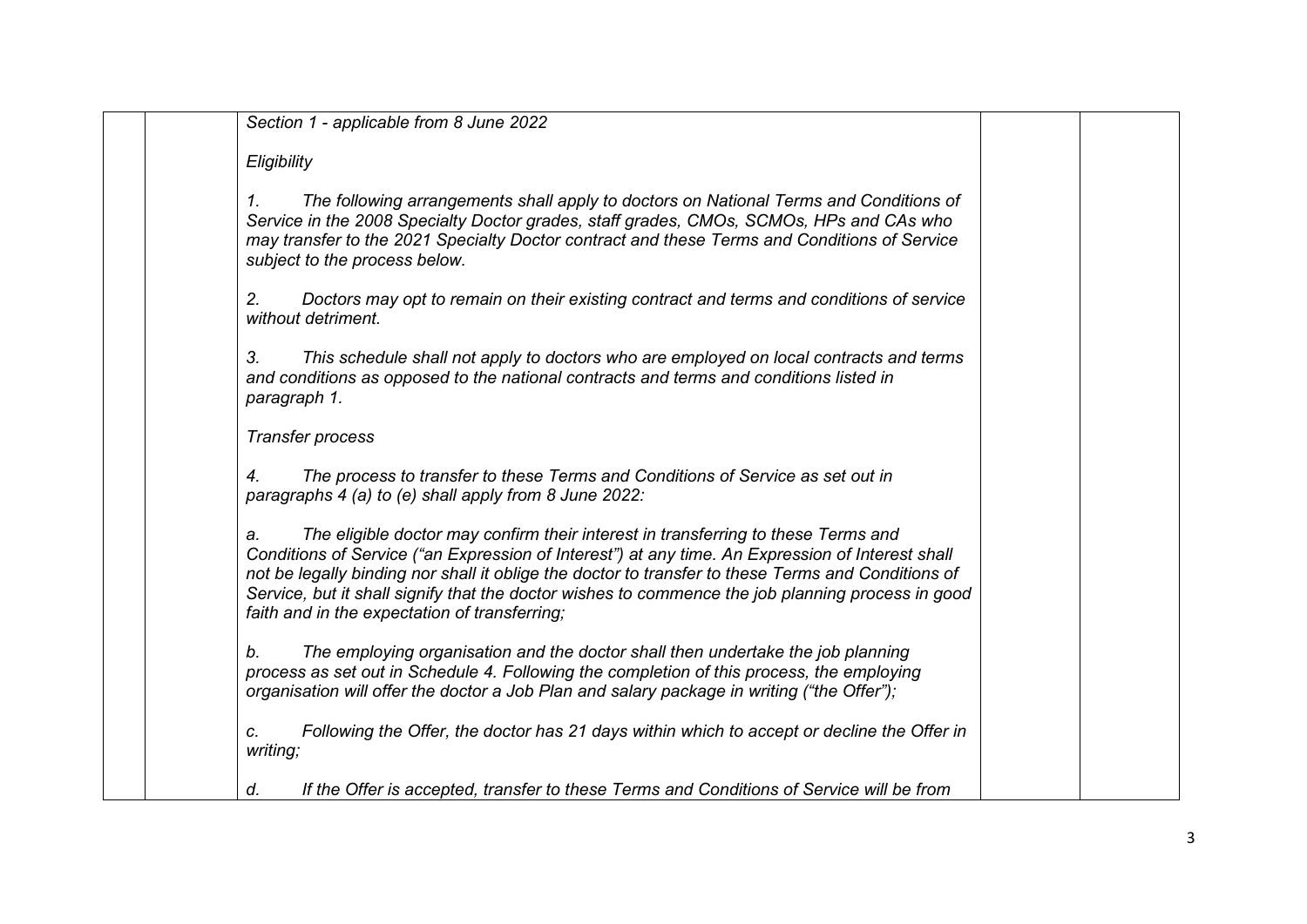*Section 1 - applicable from 8 June 2022*

*Eligibility*

*1. The following arrangements shall apply to doctors on National Terms and Conditions of Service in the 2008 Specialty Doctor grades, staff grades, CMOs, SCMOs, HPs and CAs who may transfer to the 2021 Specialty Doctor contract and these Terms and Conditions of Service subject to the process below.*

*2. Doctors may opt to remain on their existing contract and terms and conditions of service without detriment.*

*3. This schedule shall not apply to doctors who are employed on local contracts and terms and conditions as opposed to the national contracts and terms and conditions listed in paragraph 1.*

*Transfer process*

*4. The process to transfer to these Terms and Conditions of Service as set out in paragraphs 4 (a) to (e) shall apply from 8 June 2022:*

*a. The eligible doctor may confirm their interest in transferring to these Terms and Conditions of Service ("an Expression of Interest") at any time. An Expression of Interest shall not be legally binding nor shall it oblige the doctor to transfer to these Terms and Conditions of Service, but it shall signify that the doctor wishes to commence the job planning process in good faith and in the expectation of transferring;*

*b. The employing organisation and the doctor shall then undertake the job planning process as set out in Schedule 4. Following the completion of this process, the employing organisation will offer the doctor a Job Plan and salary package in writing ("the Offer");*

*c. Following the Offer, the doctor has 21 days within which to accept or decline the Offer in writing;*

*d. If the Offer is accepted, transfer to these Terms and Conditions of Service will be from*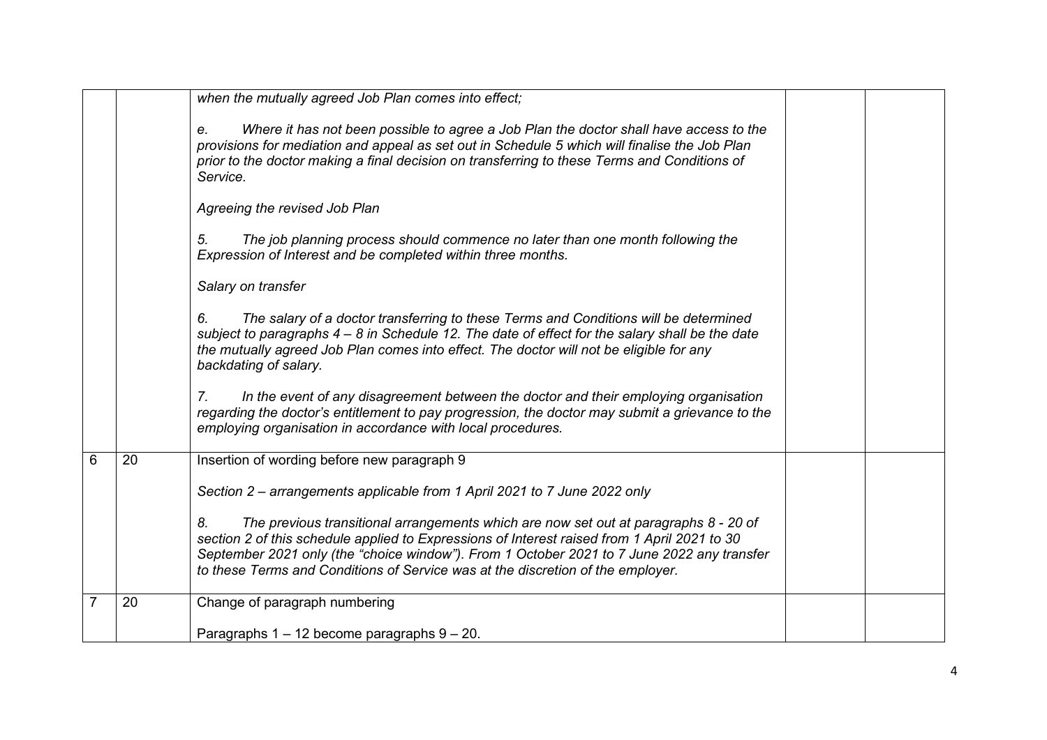| | | | | |
|---|---|---|---|---|
| | | *when the mutually agreed Job Plan comes into effect;*<br><br>*e. Where it has not been possible to agree a Job Plan the doctor shall have access to the provisions for mediation and appeal as set out in Schedule 5 which will finalise the Job Plan prior to the doctor making a final decision on transferring to these Terms and Conditions of Service.*<br><br>*Agreeing the revised Job Plan*<br><br>*5. The job planning process should commence no later than one month following the Expression of Interest and be completed within three months.*<br><br>*Salary on transfer*<br><br>*6. The salary of a doctor transferring to these Terms and Conditions will be determined subject to paragraphs 4 – 8 in Schedule 12. The date of effect for the salary shall be the date the mutually agreed Job Plan comes into effect. The doctor will not be eligible for any backdating of salary.*<br><br>*7. In the event of any disagreement between the doctor and their employing organisation regarding the doctor's entitlement to pay progression, the doctor may submit a grievance to the employing organisation in accordance with local procedures.* | | |
| 6 | 20 | Insertion of wording before new paragraph 9<br><br>*Section 2 – arrangements applicable from 1 April 2021 to 7 June 2022 only*<br><br>*8. The previous transitional arrangements which are now set out at paragraphs 8 - 20 of section 2 of this schedule applied to Expressions of Interest raised from 1 April 2021 to 30 September 2021 only (the "choice window"). From 1 October 2021 to 7 June 2022 any transfer to these Terms and Conditions of Service was at the discretion of the employer.* | | |
| 7 | 20 | Change of paragraph numbering<br><br>Paragraphs 1 – 12 become paragraphs 9 – 20. | | |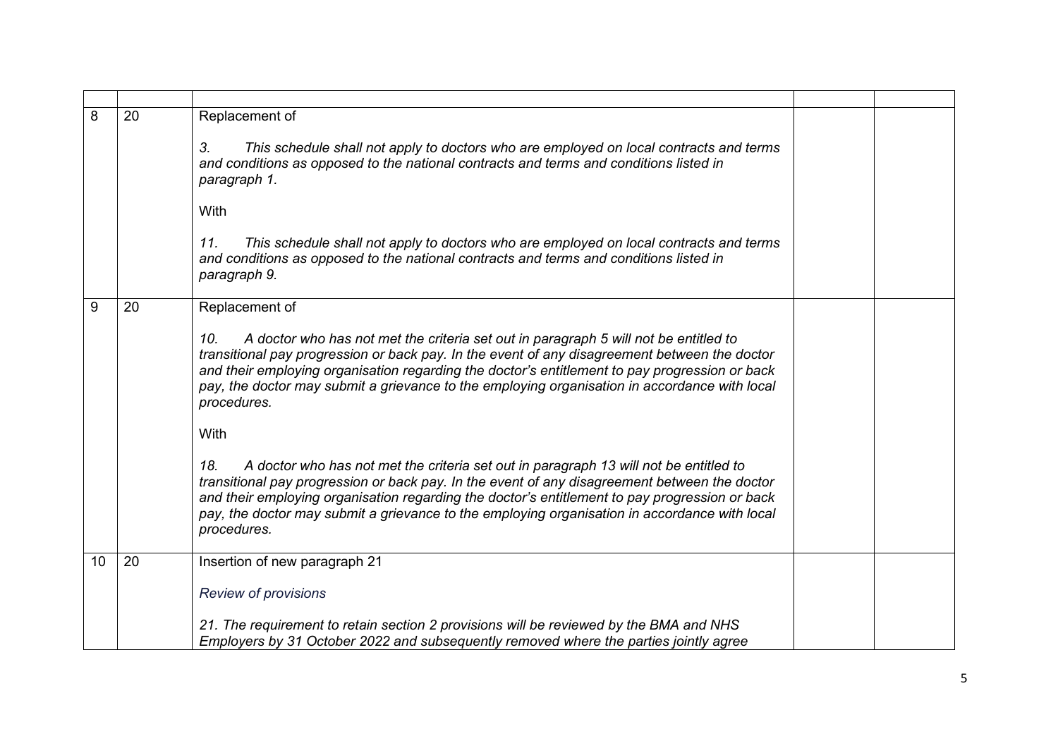| | | | | |
|---|---|---|---|---|
| 8 | 20 | Replacement of<br><br>*3. This schedule shall not apply to doctors who are employed on local contracts and terms and conditions as opposed to the national contracts and terms and conditions listed in paragraph 1.*<br><br>With<br><br>*11. This schedule shall not apply to doctors who are employed on local contracts and terms and conditions as opposed to the national contracts and terms and conditions listed in paragraph 9.* | | |
| 9 | 20 | Replacement of<br><br>*10. A doctor who has not met the criteria set out in paragraph 5 will not be entitled to transitional pay progression or back pay. In the event of any disagreement between the doctor and their employing organisation regarding the doctor's entitlement to pay progression or back pay, the doctor may submit a grievance to the employing organisation in accordance with local procedures.*<br><br>With<br><br>*18. A doctor who has not met the criteria set out in paragraph 13 will not be entitled to transitional pay progression or back pay. In the event of any disagreement between the doctor and their employing organisation regarding the doctor's entitlement to pay progression or back pay, the doctor may submit a grievance to the employing organisation in accordance with local procedures.* | | |
| 10 | 20 | Insertion of new paragraph 21<br><br>*Review of provisions*<br><br>*21. The requirement to retain section 2 provisions will be reviewed by the BMA and NHS Employers by 31 October 2022 and subsequently removed where the parties jointly agree* | | |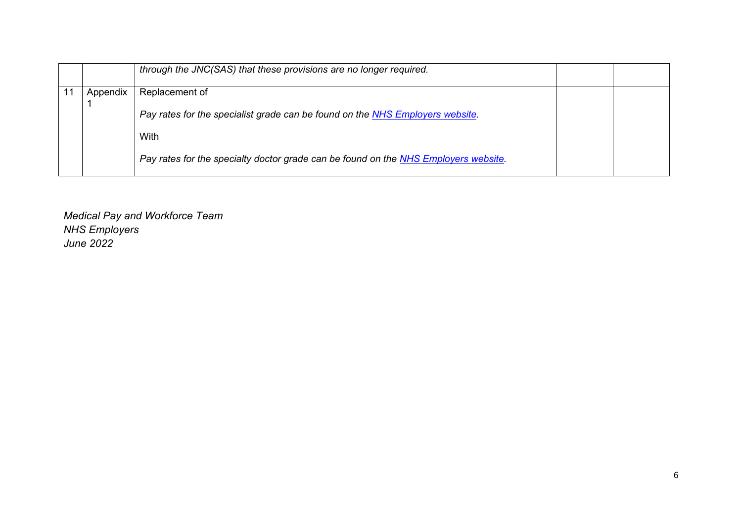| | | | | |
|---|---|---|---|---|
| | | *through the JNC(SAS) that these provisions are no longer required.* | | |
| 11 | Appendix 1 | Replacement of<br><br>*Pay rates for the specialist grade can be found on the [NHS Employers website](#).*<br><br>With<br><br>*Pay rates for the specialty doctor grade can be found on the [NHS Employers website](#).* | | |

*Medical Pay and Workforce Team*
*NHS Employers*
*June 2022*